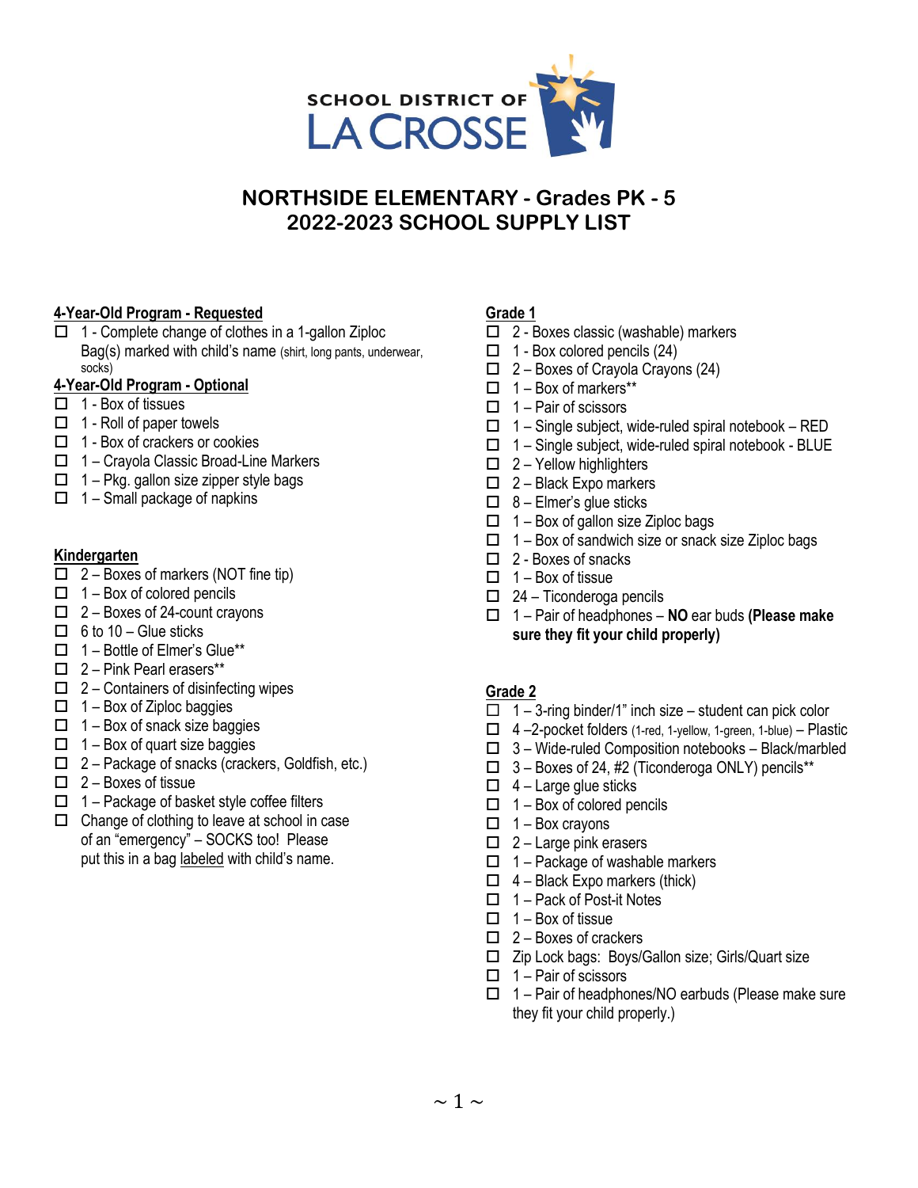SCHOOL DISTRICT OF LA CROSSE

# NORTHSIDE ELEMENTARY - Grades PK - 5
# 2022-2023 SCHOOL SUPPLY LIST

## 4-Year-Old Program - Requested

- ☐ 1 - Complete change of clothes in a 1-gallon Ziploc Bag(s) marked with child's name (shirt, long pants, underwear, socks)

## 4-Year-Old Program - Optional

- ☐ 1 - Box of tissues
- ☐ 1 - Roll of paper towels
- ☐ 1 - Box of crackers or cookies
- ☐ 1 – Crayola Classic Broad-Line Markers
- ☐ 1 – Pkg. gallon size zipper style bags
- ☐ 1 – Small package of napkins

## Kindergarten

- ☐ 2 – Boxes of markers (NOT fine tip)
- ☐ 1 – Box of colored pencils
- ☐ 2 – Boxes of 24-count crayons
- ☐ 6 to 10 – Glue sticks
- ☐ 1 – Bottle of Elmer's Glue**
- ☐ 2 – Pink Pearl erasers**
- ☐ 2 – Containers of disinfecting wipes
- ☐ 1 – Box of Ziploc baggies
- ☐ 1 – Box of snack size baggies
- ☐ 1 – Box of quart size baggies
- ☐ 2 – Package of snacks (crackers, Goldfish, etc.)
- ☐ 2 – Boxes of tissue
- ☐ 1 – Package of basket style coffee filters
- ☐ Change of clothing to leave at school in case of an "emergency" – SOCKS too! Please put this in a bag labeled with child's name.

## Grade 1

- ☐ 2 - Boxes classic (washable) markers
- ☐ 1 - Box colored pencils (24)
- ☐ 2 – Boxes of Crayola Crayons (24)
- ☐ 1 – Box of markers**
- ☐ 1 – Pair of scissors
- ☐ 1 – Single subject, wide-ruled spiral notebook – RED
- ☐ 1 – Single subject, wide-ruled spiral notebook - BLUE
- ☐ 2 – Yellow highlighters
- ☐ 2 – Black Expo markers
- ☐ 8 – Elmer's glue sticks
- ☐ 1 – Box of gallon size Ziploc bags
- ☐ 1 – Box of sandwich size or snack size Ziploc bags
- ☐ 2 - Boxes of snacks
- ☐ 1 – Box of tissue
- ☐ 24 – Ticonderoga pencils
- ☐ 1 – Pair of headphones – **NO** ear buds **(Please make sure they fit your child properly)**

## Grade 2

- ☐ 1 – 3-ring binder/1" inch size – student can pick color
- ☐ 4 –2-pocket folders (1-red, 1-yellow, 1-green, 1-blue) – Plastic
- ☐ 3 – Wide-ruled Composition notebooks – Black/marbled
- ☐ 3 – Boxes of 24, #2 (Ticonderoga ONLY) pencils**
- ☐ 4 – Large glue sticks
- ☐ 1 – Box of colored pencils
- ☐ 1 – Box crayons
- ☐ 2 – Large pink erasers
- ☐ 1 – Package of washable markers
- ☐ 4 – Black Expo markers (thick)
- ☐ 1 – Pack of Post-it Notes
- ☐ 1 – Box of tissue
- ☐ 2 – Boxes of crackers
- ☐ Zip Lock bags: Boys/Gallon size; Girls/Quart size
- ☐ 1 – Pair of scissors
- ☐ 1 – Pair of headphones/NO earbuds (Please make sure they fit your child properly.)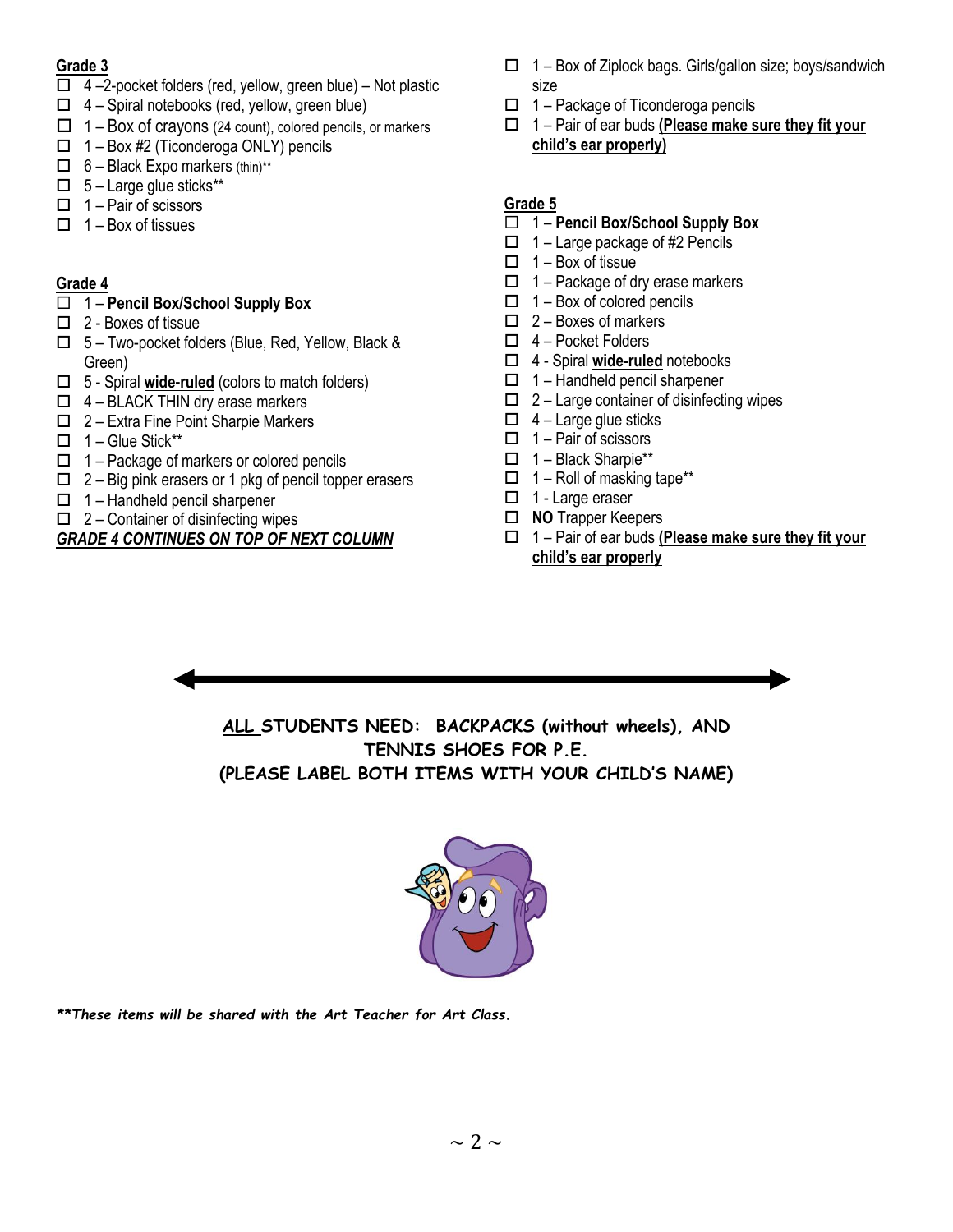**Grade 3**

- ☐ 4 –2-pocket folders (red, yellow, green blue) – Not plastic
- ☐ 4 – Spiral notebooks (red, yellow, green blue)
- ☐ 1 – Box of crayons (24 count), colored pencils, or markers
- ☐ 1 – Box #2 (Ticonderoga ONLY) pencils
- ☐ 6 – Black Expo markers (thin)**
- ☐ 5 – Large glue sticks**
- ☐ 1 – Pair of scissors
- ☐ 1 – Box of tissues

**Grade 4**

- ☐ 1 – **Pencil Box/School Supply Box**
- ☐ 2 - Boxes of tissue
- ☐ 5 – Two-pocket folders (Blue, Red, Yellow, Black & Green)
- ☐ 5 - Spiral **wide-ruled** (colors to match folders)
- ☐ 4 – BLACK THIN dry erase markers
- ☐ 2 – Extra Fine Point Sharpie Markers
- ☐ 1 – Glue Stick**
- ☐ 1 – Package of markers or colored pencils
- ☐ 2 – Big pink erasers or 1 pkg of pencil topper erasers
- ☐ 1 – Handheld pencil sharpener
- ☐ 2 – Container of disinfecting wipes

***GRADE 4 CONTINUES ON TOP OF NEXT COLUMN***

- ☐ 1 – Box of Ziplock bags. Girls/gallon size; boys/sandwich size
- ☐ 1 – Package of Ticonderoga pencils
- ☐ 1 – Pair of ear buds **(Please make sure they fit your child's ear properly)**

**Grade 5**

- ☐ 1 – **Pencil Box/School Supply Box**
- ☐ 1 – Large package of #2 Pencils
- ☐ 1 – Box of tissue
- ☐ 1 – Package of dry erase markers
- ☐ 1 – Box of colored pencils
- ☐ 2 – Boxes of markers
- ☐ 4 – Pocket Folders
- ☐ 4 - Spiral **wide-ruled** notebooks
- ☐ 1 – Handheld pencil sharpener
- ☐ 2 – Large container of disinfecting wipes
- ☐ 4 – Large glue sticks
- ☐ 1 – Pair of scissors
- ☐ 1 – Black Sharpie**
- ☐ 1 – Roll of masking tape**
- ☐ 1 - Large eraser
- ☐ **NO** Trapper Keepers
- ☐ 1 – Pair of ear buds **(Please make sure they fit your child's ear properly**

**ALL STUDENTS NEED: BACKPACKS (without wheels), AND TENNIS SHOES FOR P.E.**
**(PLEASE LABEL BOTH ITEMS WITH YOUR CHILD'S NAME)**

***\*\*These items will be shared with the Art Teacher for Art Class.***